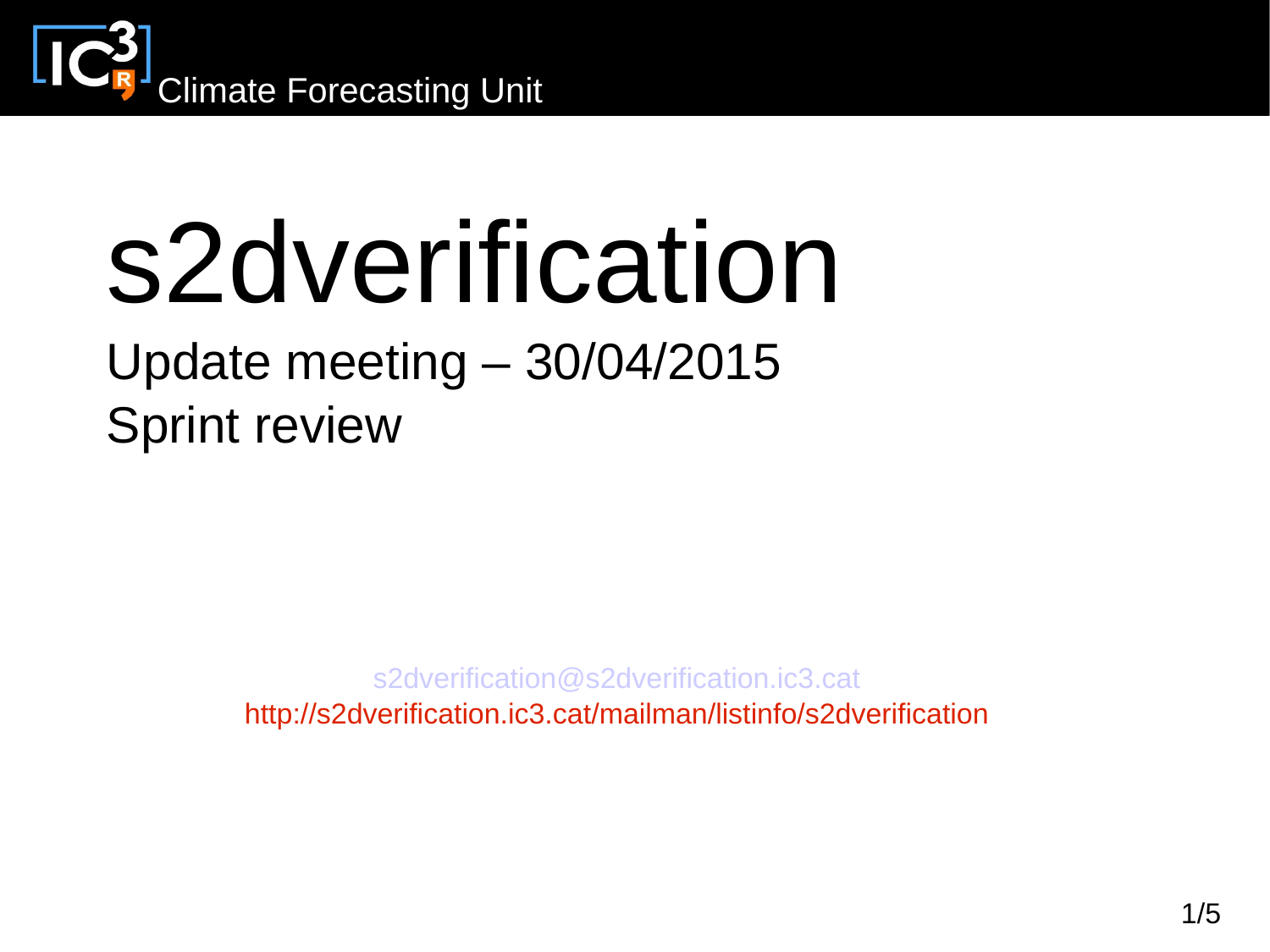Climate Forecasting Unit

# s2dverification

## Update meeting – 30/04/2015
## Sprint review

s2dverification@s2dverification.ic3.cat

http://s2dverification.ic3.cat/mailman/listinfo/s2dverification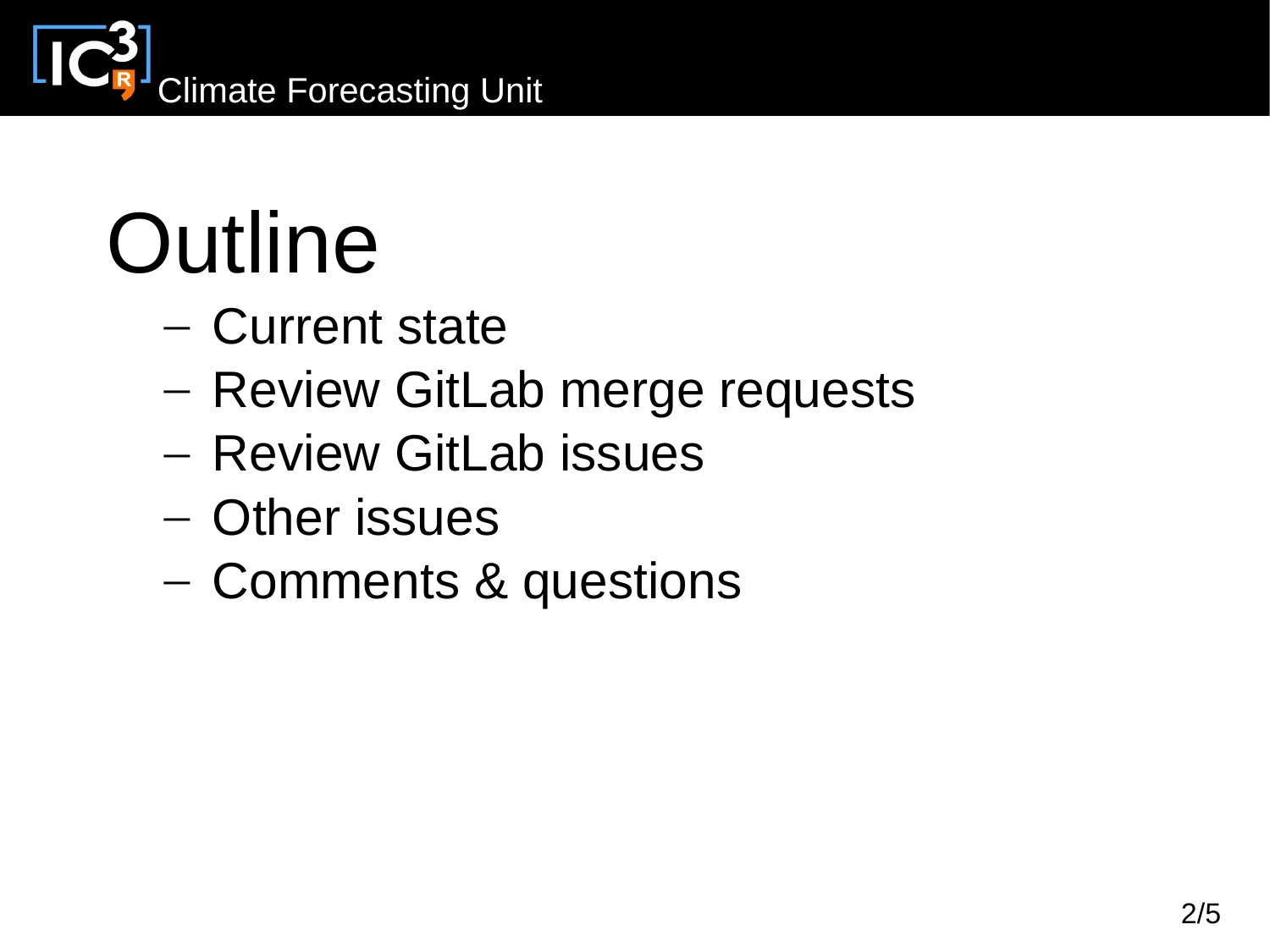# Outline

- Current state
- Review GitLab merge requests
- Review GitLab issues
- Other issues
- Comments & questions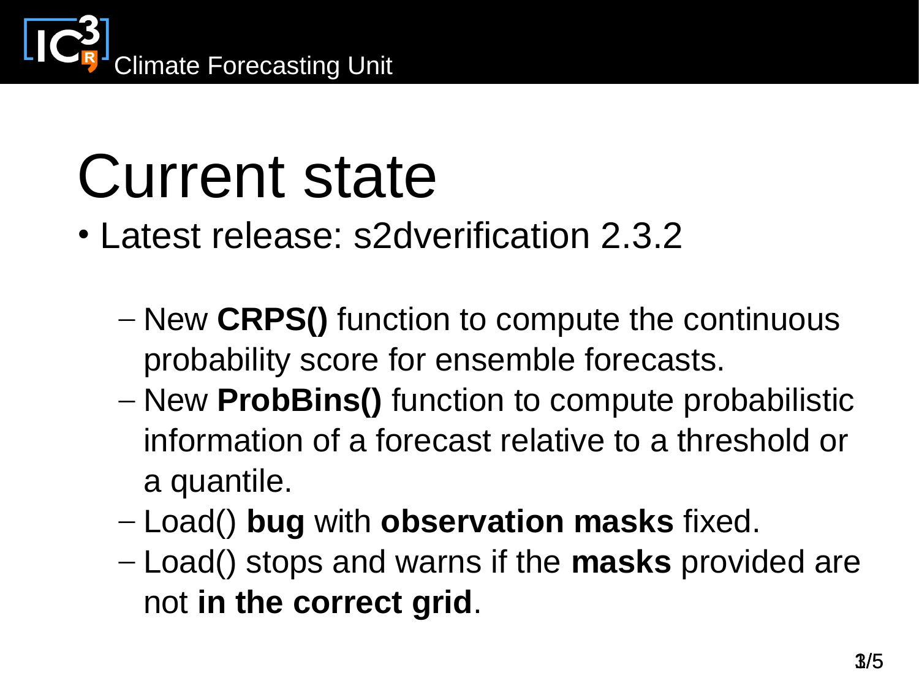# Current state

- Latest release: s2dverification 2.3.2
  - New **CRPS()** function to compute the continuous probability score for ensemble forecasts.
  - New **ProbBins()** function to compute probabilistic information of a forecast relative to a threshold or a quantile.
  - Load() **bug** with **observation masks** fixed.
  - Load() stops and warns if the **masks** provided are not **in the correct grid**.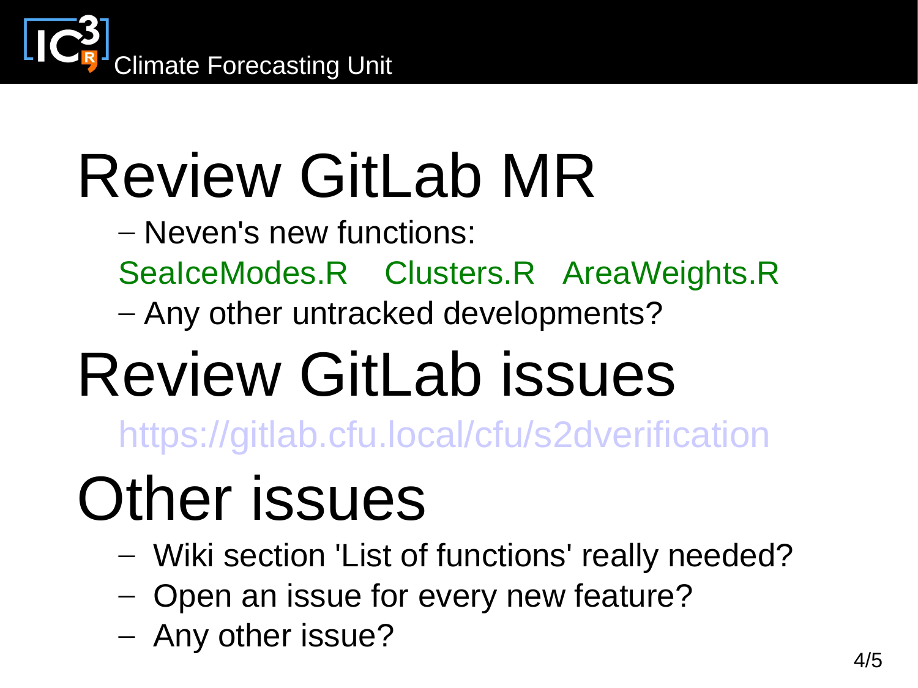# Review GitLab MR

- Neven's new functions:

SeaIceModes.R   Clusters.R   AreaWeights.R

- Any other untracked developments?

# Review GitLab issues

https://gitlab.cfu.local/cfu/s2dverification

# Other issues

- Wiki section 'List of functions' really needed?
- Open an issue for every new feature?
- Any other issue?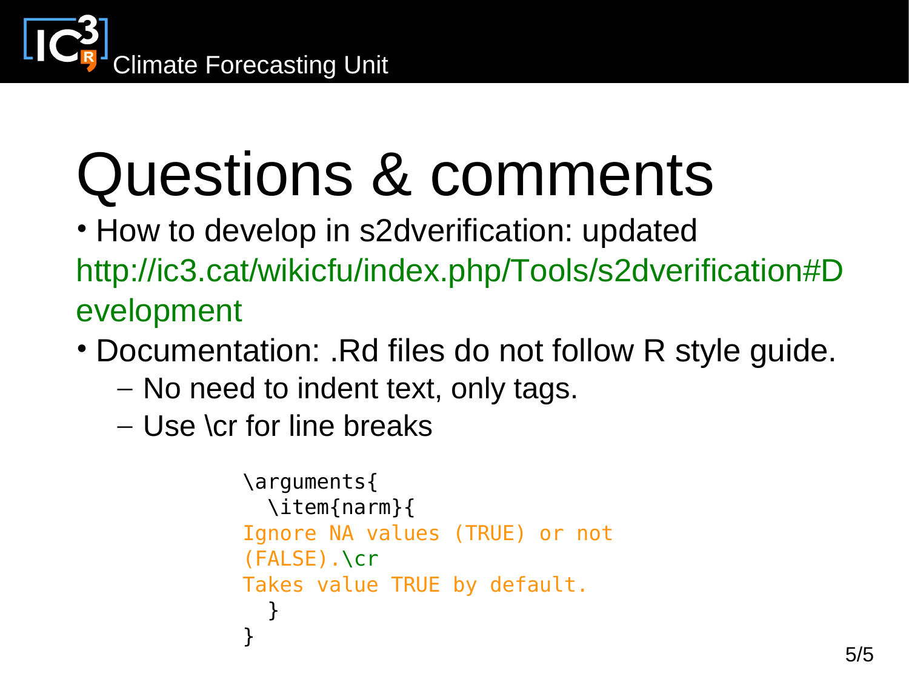# Questions & comments

- How to develop in s2dverification: updated http://ic3.cat/wikicfu/index.php/Tools/s2dverification#Development
- Documentation: .Rd files do not follow R style guide.
  - No need to indent text, only tags.
  - Use \cr for line breaks

```
\arguments{
  \item{narm}{
Ignore NA values (TRUE) or not
(FALSE).\cr
Takes value TRUE by default.
  }
}
```